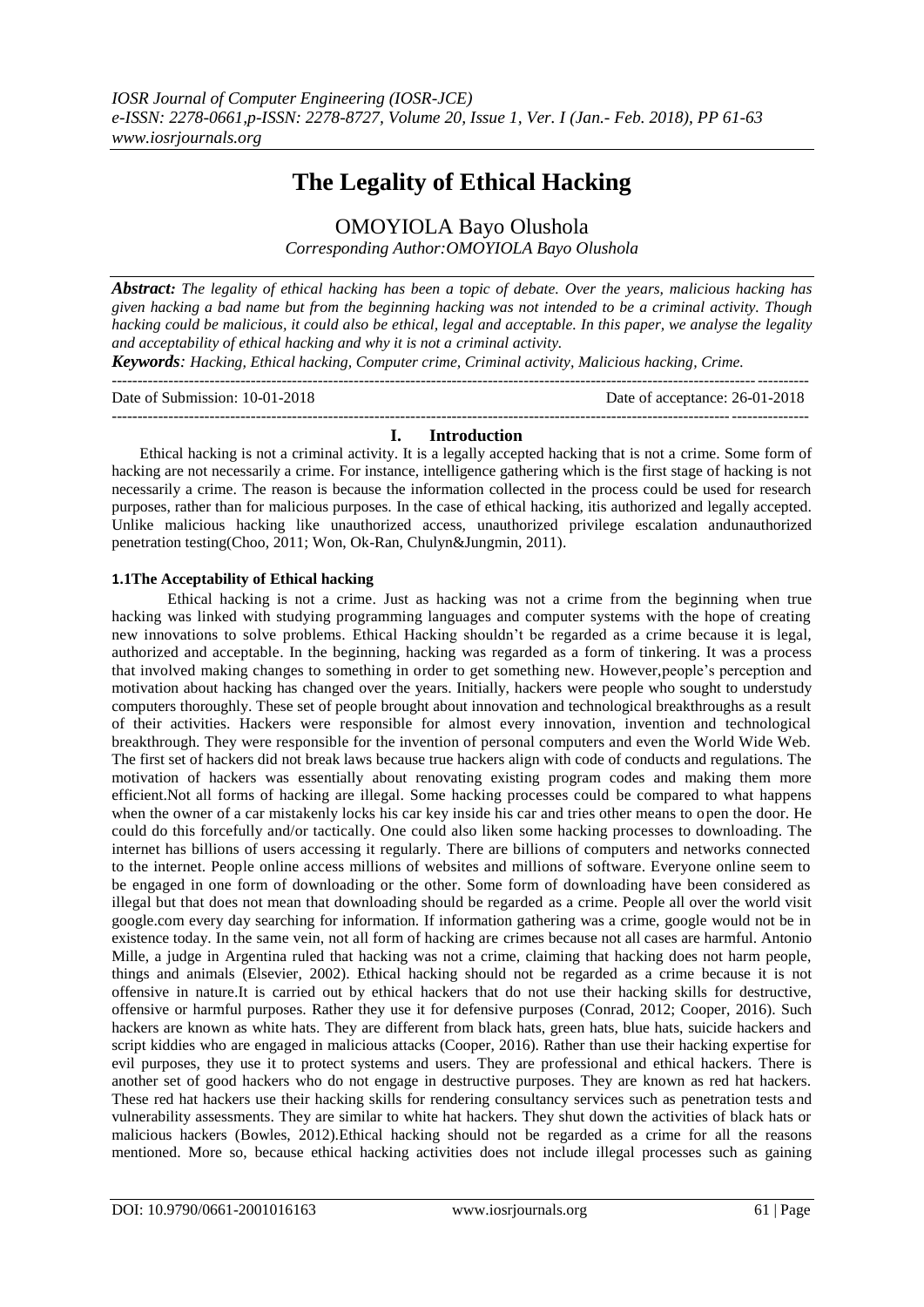# The Legality of Ethical Hacking

OMOYIOLA Bayo Olushola

*Corresponding Author:OMOYIOLA Bayo Olushola*

***Abstract:*** *The legality of ethical hacking has been a topic of debate. Over the years, malicious hacking has given hacking a bad name but from the beginning hacking was not intended to be a criminal activity. Though hacking could be malicious, it could also be ethical, legal and acceptable. In this paper, we analyse the legality and acceptability of ethical hacking and why it is not a criminal activity.*

***Keywords****: Hacking, Ethical hacking, Computer crime, Criminal activity, Malicious hacking, Crime.*

Date of Submission: 10-01-2018 Date of acceptance: 26-01-2018

## I. Introduction

Ethical hacking is not a criminal activity. It is a legally accepted hacking that is not a crime. Some form of hacking are not necessarily a crime. For instance, intelligence gathering which is the first stage of hacking is not necessarily a crime. The reason is because the information collected in the process could be used for research purposes, rather than for malicious purposes. In the case of ethical hacking, itis authorized and legally accepted. Unlike malicious hacking like unauthorized access, unauthorized privilege escalation andunauthorized penetration testing(Choo, 2011; Won, Ok-Ran, Chulyn&Jungmin, 2011).

### 1.1The Acceptability of Ethical hacking

Ethical hacking is not a crime. Just as hacking was not a crime from the beginning when true hacking was linked with studying programming languages and computer systems with the hope of creating new innovations to solve problems. Ethical Hacking shouldn't be regarded as a crime because it is legal, authorized and acceptable. In the beginning, hacking was regarded as a form of tinkering. It was a process that involved making changes to something in order to get something new. However,people's perception and motivation about hacking has changed over the years. Initially, hackers were people who sought to understudy computers thoroughly. These set of people brought about innovation and technological breakthroughs as a result of their activities. Hackers were responsible for almost every innovation, invention and technological breakthrough. They were responsible for the invention of personal computers and even the World Wide Web. The first set of hackers did not break laws because true hackers align with code of conducts and regulations. The motivation of hackers was essentially about renovating existing program codes and making them more efficient.Not all forms of hacking are illegal. Some hacking processes could be compared to what happens when the owner of a car mistakenly locks his car key inside his car and tries other means to open the door. He could do this forcefully and/or tactically. One could also liken some hacking processes to downloading. The internet has billions of users accessing it regularly. There are billions of computers and networks connected to the internet. People online access millions of websites and millions of software. Everyone online seem to be engaged in one form of downloading or the other. Some form of downloading have been considered as illegal but that does not mean that downloading should be regarded as a crime. People all over the world visit google.com every day searching for information. If information gathering was a crime, google would not be in existence today. In the same vein, not all form of hacking are crimes because not all cases are harmful. Antonio Mille, a judge in Argentina ruled that hacking was not a crime, claiming that hacking does not harm people, things and animals (Elsevier, 2002). Ethical hacking should not be regarded as a crime because it is not offensive in nature.It is carried out by ethical hackers that do not use their hacking skills for destructive, offensive or harmful purposes. Rather they use it for defensive purposes (Conrad, 2012; Cooper, 2016). Such hackers are known as white hats. They are different from black hats, green hats, blue hats, suicide hackers and script kiddies who are engaged in malicious attacks (Cooper, 2016). Rather than use their hacking expertise for evil purposes, they use it to protect systems and users. They are professional and ethical hackers. There is another set of good hackers who do not engage in destructive purposes. They are known as red hat hackers. These red hat hackers use their hacking skills for rendering consultancy services such as penetration tests and vulnerability assessments. They are similar to white hat hackers. They shut down the activities of black hats or malicious hackers (Bowles, 2012).Ethical hacking should not be regarded as a crime for all the reasons mentioned. More so, because ethical hacking activities does not include illegal processes such as gaining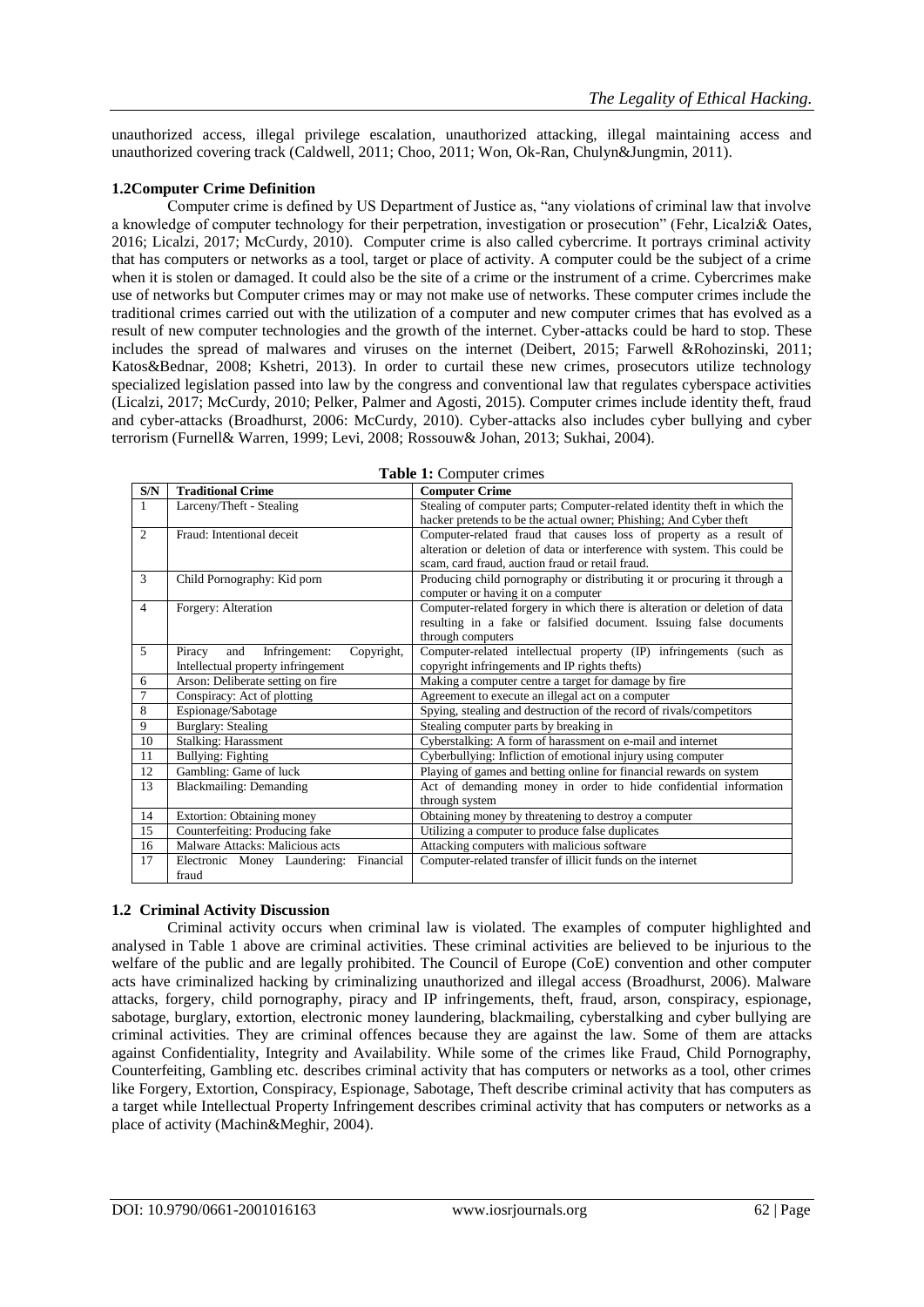unauthorized access, illegal privilege escalation, unauthorized attacking, illegal maintaining access and unauthorized covering track (Caldwell, 2011; Choo, 2011; Won, Ok-Ran, Chulyn&Jungmin, 2011).

### 1.2Computer Crime Definition

Computer crime is defined by US Department of Justice as, "any violations of criminal law that involve a knowledge of computer technology for their perpetration, investigation or prosecution" (Fehr, Licalzi& Oates, 2016; Licalzi, 2017; McCurdy, 2010). Computer crime is also called cybercrime. It portrays criminal activity that has computers or networks as a tool, target or place of activity. A computer could be the subject of a crime when it is stolen or damaged. It could also be the site of a crime or the instrument of a crime. Cybercrimes make use of networks but Computer crimes may or may not make use of networks. These computer crimes include the traditional crimes carried out with the utilization of a computer and new computer crimes that has evolved as a result of new computer technologies and the growth of the internet. Cyber-attacks could be hard to stop. These includes the spread of malwares and viruses on the internet (Deibert, 2015; Farwell &Rohozinski, 2011; Katos&Bednar, 2008; Kshetri, 2013). In order to curtail these new crimes, prosecutors utilize technology specialized legislation passed into law by the congress and conventional law that regulates cyberspace activities (Licalzi, 2017; McCurdy, 2010; Pelker, Palmer and Agosti, 2015). Computer crimes include identity theft, fraud and cyber-attacks (Broadhurst, 2006: McCurdy, 2010). Cyber-attacks also includes cyber bullying and cyber terrorism (Furnell& Warren, 1999; Levi, 2008; Rossouw& Johan, 2013; Sukhai, 2004).

**Table 1:** Computer crimes

| S/N | Traditional Crime | Computer Crime |
|---|---|---|
| 1 | Larceny/Theft - Stealing | Stealing of computer parts; Computer-related identity theft in which the hacker pretends to be the actual owner; Phishing; And Cyber theft |
| 2 | Fraud: Intentional deceit | Computer-related fraud that causes loss of property as a result of alteration or deletion of data or interference with system. This could be scam, card fraud, auction fraud or retail fraud. |
| 3 | Child Pornography: Kid porn | Producing child pornography or distributing it or procuring it through a computer or having it on a computer |
| 4 | Forgery: Alteration | Computer-related forgery in which there is alteration or deletion of data resulting in a fake or falsified document. Issuing false documents through computers |
| 5 | Piracy and Infringement: Copyright, Intellectual property infringement | Computer-related intellectual property (IP) infringements (such as copyright infringements and IP rights thefts) |
| 6 | Arson: Deliberate setting on fire | Making a computer centre a target for damage by fire |
| 7 | Conspiracy: Act of plotting | Agreement to execute an illegal act on a computer |
| 8 | Espionage/Sabotage | Spying, stealing and destruction of the record of rivals/competitors |
| 9 | Burglary: Stealing | Stealing computer parts by breaking in |
| 10 | Stalking: Harassment | Cyberstalking: A form of harassment on e-mail and internet |
| 11 | Bullying: Fighting | Cyberbullying: Infliction of emotional injury using computer |
| 12 | Gambling: Game of luck | Playing of games and betting online for financial rewards on system |
| 13 | Blackmailing: Demanding | Act of demanding money in order to hide confidential information through system |
| 14 | Extortion: Obtaining money | Obtaining money by threatening to destroy a computer |
| 15 | Counterfeiting: Producing fake | Utilizing a computer to produce false duplicates |
| 16 | Malware Attacks: Malicious acts | Attacking computers with malicious software |
| 17 | Electronic Money Laundering: Financial fraud | Computer-related transfer of illicit funds on the internet |

### 1.2 Criminal Activity Discussion

Criminal activity occurs when criminal law is violated. The examples of computer highlighted and analysed in Table 1 above are criminal activities. These criminal activities are believed to be injurious to the welfare of the public and are legally prohibited. The Council of Europe (CoE) convention and other computer acts have criminalized hacking by criminalizing unauthorized and illegal access (Broadhurst, 2006). Malware attacks, forgery, child pornography, piracy and IP infringements, theft, fraud, arson, conspiracy, espionage, sabotage, burglary, extortion, electronic money laundering, blackmailing, cyberstalking and cyber bullying are criminal activities. They are criminal offences because they are against the law. Some of them are attacks against Confidentiality, Integrity and Availability. While some of the crimes like Fraud, Child Pornography, Counterfeiting, Gambling etc. describes criminal activity that has computers or networks as a tool, other crimes like Forgery, Extortion, Conspiracy, Espionage, Sabotage, Theft describe criminal activity that has computers as a target while Intellectual Property Infringement describes criminal activity that has computers or networks as a place of activity (Machin&Meghir, 2004).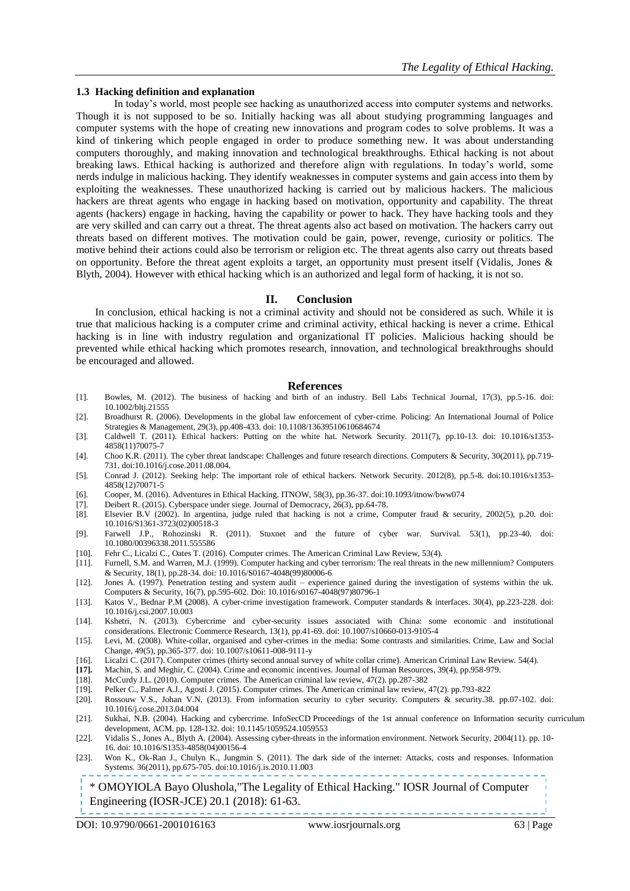### 1.3 Hacking definition and explanation

In today's world, most people see hacking as unauthorized access into computer systems and networks. Though it is not supposed to be so. Initially hacking was all about studying programming languages and computer systems with the hope of creating new innovations and program codes to solve problems. It was a kind of tinkering which people engaged in order to produce something new. It was about understanding computers thoroughly, and making innovation and technological breakthroughs. Ethical hacking is not about breaking laws. Ethical hacking is authorized and therefore align with regulations. In today's world, some nerds indulge in malicious hacking. They identify weaknesses in computer systems and gain access into them by exploiting the weaknesses. These unauthorized hacking is carried out by malicious hackers. The malicious hackers are threat agents who engage in hacking based on motivation, opportunity and capability. The threat agents (hackers) engage in hacking, having the capability or power to hack. They have hacking tools and they are very skilled and can carry out a threat. The threat agents also act based on motivation. The hackers carry out threats based on different motives. The motivation could be gain, power, revenge, curiosity or politics. The motive behind their actions could also be terrorism or religion etc. The threat agents also carry out threats based on opportunity. Before the threat agent exploits a target, an opportunity must present itself (Vidalis, Jones & Blyth, 2004). However with ethical hacking which is an authorized and legal form of hacking, it is not so.

## II. Conclusion

In conclusion, ethical hacking is not a criminal activity and should not be considered as such. While it is true that malicious hacking is a computer crime and criminal activity, ethical hacking is never a crime. Ethical hacking is in line with industry regulation and organizational IT policies. Malicious hacking should be prevented while ethical hacking which promotes research, innovation, and technological breakthroughs should be encouraged and allowed.

## References

[1]. Bowles, M. (2012). The business of hacking and birth of an industry. Bell Labs Technical Journal, 17(3), pp.5-16. doi: 10.1002/bltj.21555

[2]. Broadhurst R. (2006). Developments in the global law enforcement of cyber-crime. Policing: An International Journal of Police Strategies & Management, 29(3), pp.408-433. doi: 10.1108/13639510610684674

[3]. Caldwell T. (2011). Ethical hackers: Putting on the white hat. Network Security. 2011(7), pp.10-13. doi: 10.1016/s1353-4858(11)70075-7

[4]. Choo K.R. (2011). The cyber threat landscape: Challenges and future research directions. Computers & Security, 30(2011), pp.719-731. doi:10.1016/j.cose.2011.08.004.

[5]. Conrad J. (2012). Seeking help: The important role of ethical hackers. Network Security. 2012(8), pp.5-8. doi:10.1016/s1353-4858(12)70071-5

[6]. Cooper, M. (2016). Adventures in Ethical Hacking. ITNOW, 58(3), pp.36-37. doi:10.1093/itnow/bww074

[7]. Deibert R. (2015). Cyberspace under siege. Journal of Democracy, 26(3), pp.64-78.

[8]. Elsevier B.V (2002). In argentina, judge ruled that hacking is not a crime, Computer fraud & security, 2002(5), p.20. doi: 10.1016/S1361-3723(02)00518-3

[9]. Farwell J.P., Rohozinski R. (2011). Stuxnet and the future of cyber war. Survival. 53(1), pp.23-40. doi: 10.1080/00396338.2011.555586

[10]. Fehr C., Licalzi C., Oates T. (2016). Computer crimes. The American Criminal Law Review, 53(4).

[11]. Furnell, S.M. and Warren, M.J. (1999). Computer hacking and cyber terrorism: The real threats in the new millennium? Computers & Security, 18(1), pp.28-34. doi: 10.1016/S0167-4048(99)80006-6

[12]. Jones A. (1997). Penetration testing and system audit – experience gained during the investigation of systems within the uk. Computers & Security, 16(7), pp.595-602. Doi: 10.1016/s0167-4048(97)80796-1

[13]. Katos V., Bednar P.M (2008). A cyber-crime investigation framework. Computer standards & interfaces. 30(4), pp.223-228. doi: 10.1016/j.csi.2007.10.003

[14]. Kshetri, N. (2013). Cybercrime and cyber-security issues associated with China: some economic and institutional considerations. Electronic Commerce Research, 13(1), pp.41-69. doi: 10.1007/s10660-013-9105-4

[15]. Levi, M. (2008). White-collar, organised and cyber-crimes in the media: Some contrasts and similarities. Crime, Law and Social Change, 49(5), pp.365-377. doi: 10.1007/s10611-008-9111-y

[16]. Licalzi C. (2017). Computer crimes (thirty second annual survey of white collar crime). American Criminal Law Review. 54(4).

**[17].** Machin, S. and Meghir, C. (2004). Crime and economic incentives. Journal of Human Resources, 39(4), pp.958-979.

[18]. McCurdy J.L. (2010). Computer crimes. The American criminal law review, 47(2). pp.287-382

[19]. Pelker C., Palmer A.J., Agosti J. (2015). Computer crimes. The American criminal law review, 47(2). pp.793-822

[20]. Rossouw V.S., Johan V.N. (2013). From information security to cyber security. Computers & security.38. pp.07-102. doi: 10.1016/j.cose.2013.04.004

[21]. Sukhai, N.B. (2004). Hacking and cybercrime. InfoSecCD Proceedings of the 1st annual conference on Information security curriculum development, ACM. pp. 128-132. doi: 10.1145/1059524.1059553

[22]. Vidalis S., Jones A., Blyth A. (2004). Assessing cyber-threats in the information environment. Network Security, 2004(11). pp. 10-16. doi: 10.1016/S1353-4858(04)00156-4

[23]. Won K., Ok-Ran J., Chulyn K., Jungmin S. (2011). The dark side of the internet: Attacks, costs and responses. Information Systems. 36(2011), pp.675-705. doi:10.1016/j.is.2010.11.003

* OMOYIOLA Bayo Olushola,"The Legality of Ethical Hacking." IOSR Journal of Computer Engineering (IOSR-JCE) 20.1 (2018): 61-63.